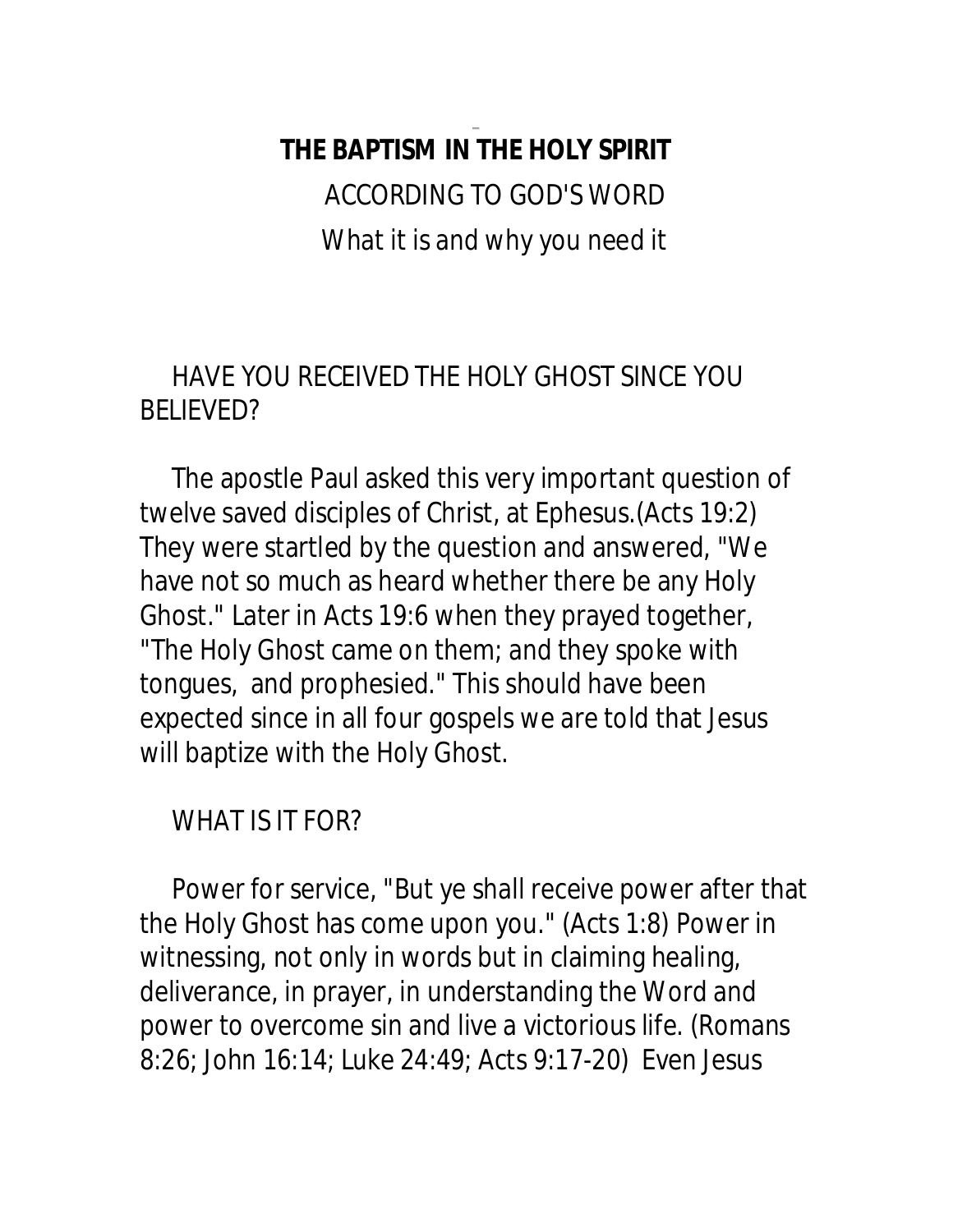# THE BAPTISM IN THE HOLY SPIRIT

ACCORDING TO GOD'S WORD

What it is and why you need it

## HAVE YOU RECEIVED THE HOLY GHOST SINCE YOU BELIEVED?

The apostle Paul asked this very important question of twelve saved disciples of Christ, at Ephesus.(Acts 19:2) They were startled by the question and answered, "We have not so much as heard whether there be any Holy Ghost." Later in Acts 19:6 when they prayed together, "The Holy Ghost came on them; and they spoke with tongues, and prophesied." This should have been expected since in all four gospels we are told that Jesus will baptize with the Holy Ghost.

## WHAT IS IT FOR?

Power for service, "But ye shall receive power after that the Holy Ghost has come upon you." (Acts 1:8) Power in witnessing, not only in words but in claiming healing, deliverance, in prayer, in understanding the Word and power to overcome sin and live a victorious life. (Romans 8:26; John 16:14; Luke 24:49; Acts 9:17-20) Even Jesus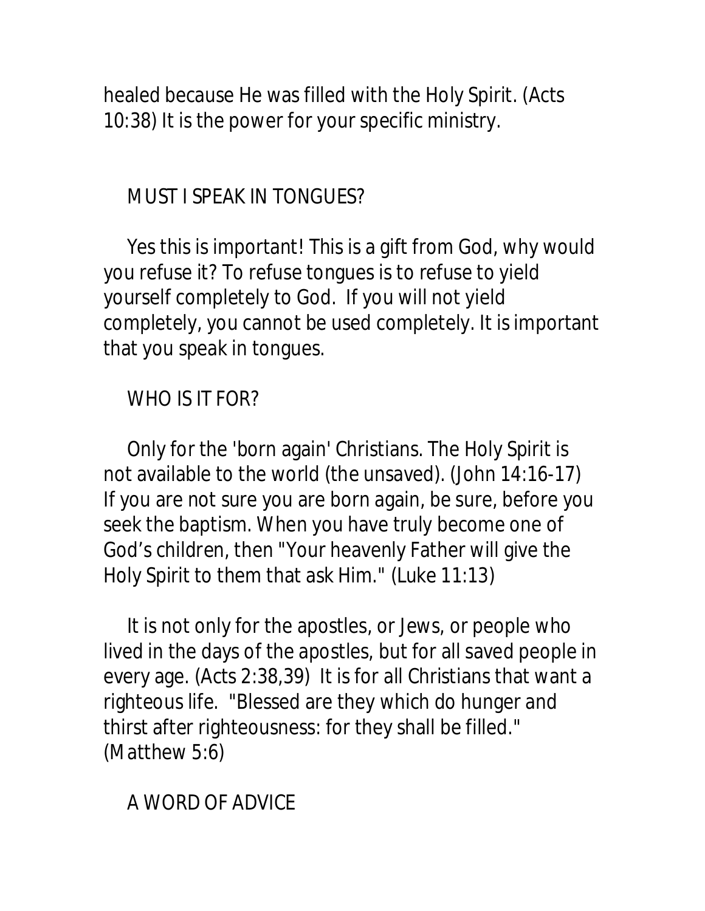healed because He was filled with the Holy Spirit. (Acts 10:38) It is the power for your specific ministry.

## MUST I SPEAK IN TONGUES?

Yes this is important! This is a gift from God, why would you refuse it? To refuse tongues is to refuse to yield yourself completely to God. If you will not yield completely, you cannot be used completely. It is important that you speak in tongues.

## WHO IS IT FOR?

Only for the 'born again' Christians. The Holy Spirit is not available to the world (the unsaved). (John 14:16-17) If you are not sure you are born again, be sure, before you seek the baptism. When you have truly become one of God's children, then "Your heavenly Father will give the Holy Spirit to them that ask Him." (Luke 11:13)

It is not only for the apostles, or Jews, or people who lived in the days of the apostles, but for all saved people in every age. (Acts 2:38,39) It is for all Christians that want a righteous life. "Blessed are they which do hunger and thirst after righteousness: for they shall be filled." (Matthew 5:6)

## A WORD OF ADVICE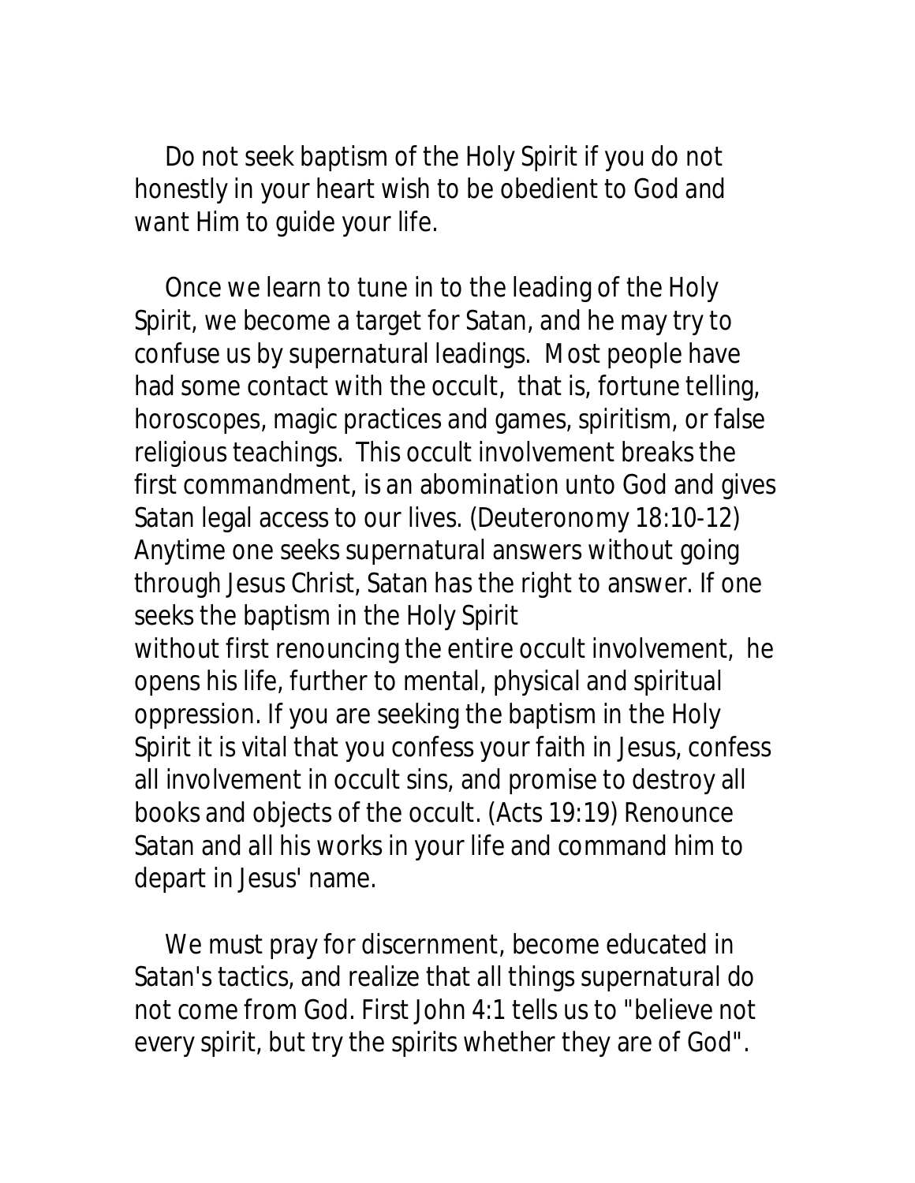Do not seek baptism of the Holy Spirit if you do not honestly in your heart wish to be obedient to God and want Him to guide your life.

Once we learn to tune in to the leading of the Holy Spirit, we become a target for Satan, and he may try to confuse us by supernatural leadings. Most people have had some contact with the occult, that is, fortune telling, horoscopes, magic practices and games, spiritism, or false religious teachings. This occult involvement breaks the first commandment, is an abomination unto God and gives Satan legal access to our lives. (Deuteronomy 18:10-12) Anytime one seeks supernatural answers without going through Jesus Christ, Satan has the right to answer. If one seeks the baptism in the Holy Spirit without first renouncing the entire occult involvement, he opens his life, further to mental, physical and spiritual oppression. If you are seeking the baptism in the Holy Spirit it is vital that you confess your faith in Jesus, confess all involvement in occult sins, and promise to destroy all books and objects of the occult. (Acts 19:19) Renounce Satan and all his works in your life and command him to depart in Jesus' name.

We must pray for discernment, become educated in Satan's tactics, and realize that all things supernatural do not come from God. First John 4:1 tells us to "believe not every spirit, but try the spirits whether they are of God".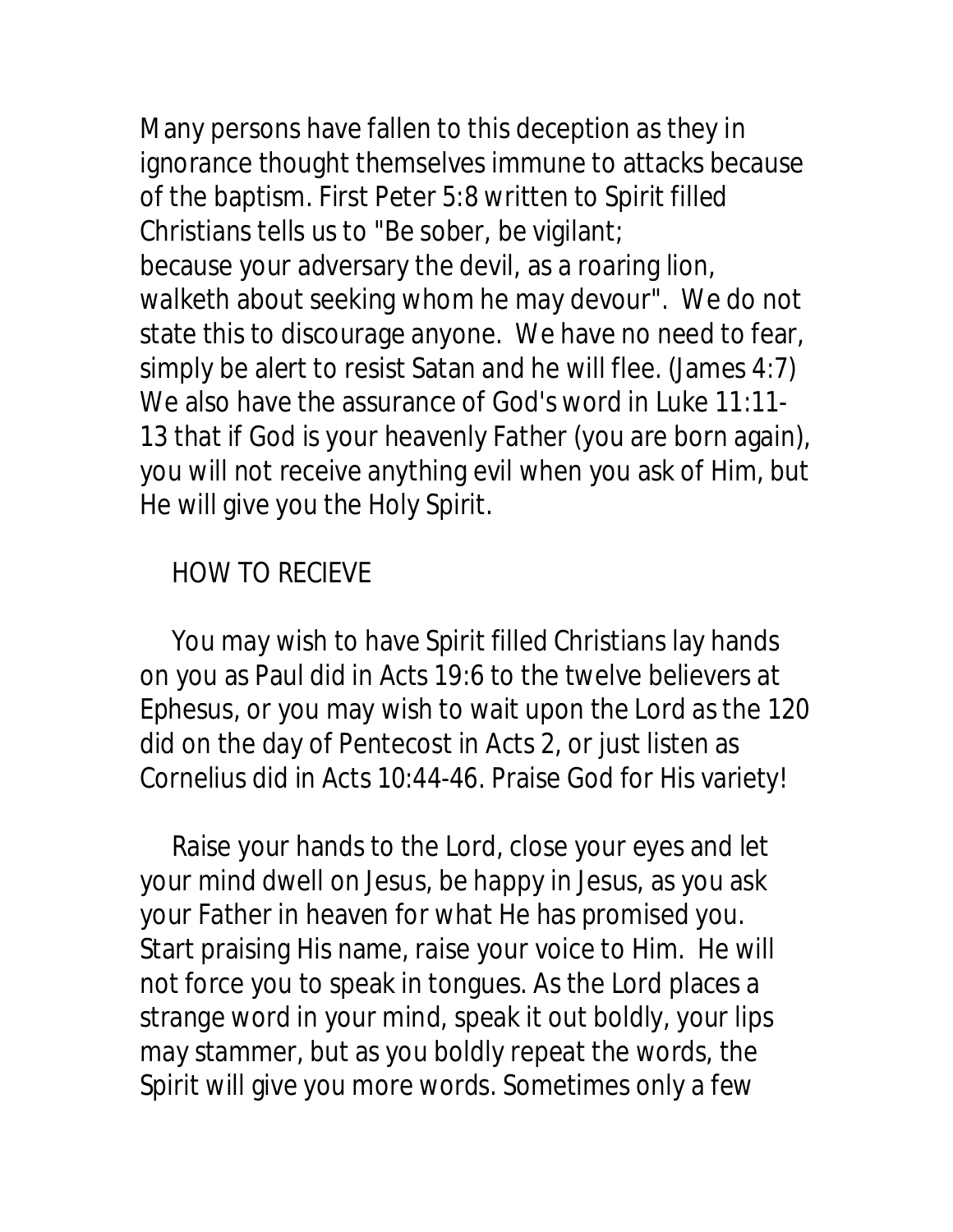Many persons have fallen to this deception as they in ignorance thought themselves immune to attacks because of the baptism. First Peter 5:8 written to Spirit filled Christians tells us to "Be sober, be vigilant; because your adversary the devil, as a roaring lion, walketh about seeking whom he may devour". We do not state this to discourage anyone. We have no need to fear, simply be alert to resist Satan and he will flee. (James 4:7) We also have the assurance of God's word in Luke 11:11-13 that if God is your heavenly Father (you are born again), you will not receive anything evil when you ask of Him, but He will give you the Holy Spirit.

## HOW TO RECIEVE

You may wish to have Spirit filled Christians lay hands on you as Paul did in Acts 19:6 to the twelve believers at Ephesus, or you may wish to wait upon the Lord as the 120 did on the day of Pentecost in Acts 2, or just listen as Cornelius did in Acts 10:44-46. Praise God for His variety!

Raise your hands to the Lord, close your eyes and let your mind dwell on Jesus, be happy in Jesus, as you ask your Father in heaven for what He has promised you. Start praising His name, raise your voice to Him. He will not force you to speak in tongues. As the Lord places a strange word in your mind, speak it out boldly, your lips may stammer, but as you boldly repeat the words, the Spirit will give you more words. Sometimes only a few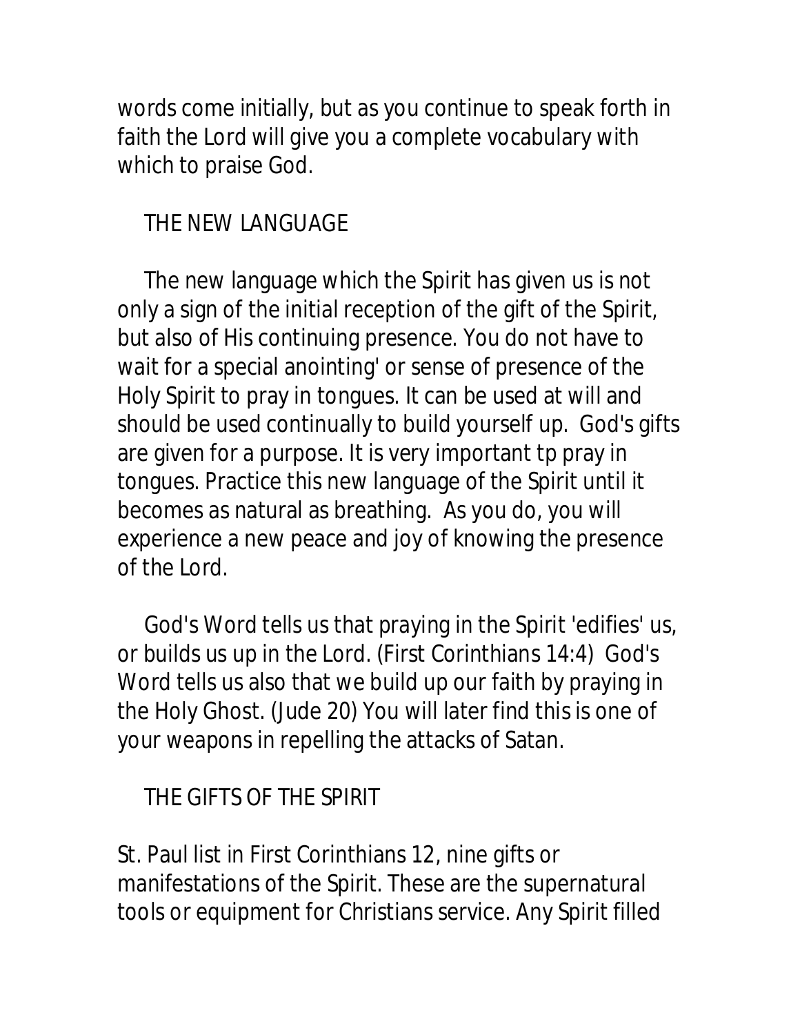words come initially, but as you continue to speak forth in faith the Lord will give you a complete vocabulary with which to praise God.

## THE NEW LANGUAGE

The new language which the Spirit has given us is not only a sign of the initial reception of the gift of the Spirit, but also of His continuing presence. You do not have to wait for a special anointing' or sense of presence of the Holy Spirit to pray in tongues. It can be used at will and should be used continually to build yourself up. God's gifts are given for a purpose. It is very important tp pray in tongues. Practice this new language of the Spirit until it becomes as natural as breathing. As you do, you will experience a new peace and joy of knowing the presence of the Lord.

God's Word tells us that praying in the Spirit 'edifies' us, or builds us up in the Lord. (First Corinthians 14:4) God's Word tells us also that we build up our faith by praying in the Holy Ghost. (Jude 20) You will later find this is one of your weapons in repelling the attacks of Satan.

## THE GIFTS OF THE SPIRIT

St. Paul list in First Corinthians 12, nine gifts or manifestations of the Spirit. These are the supernatural tools or equipment for Christians service. Any Spirit filled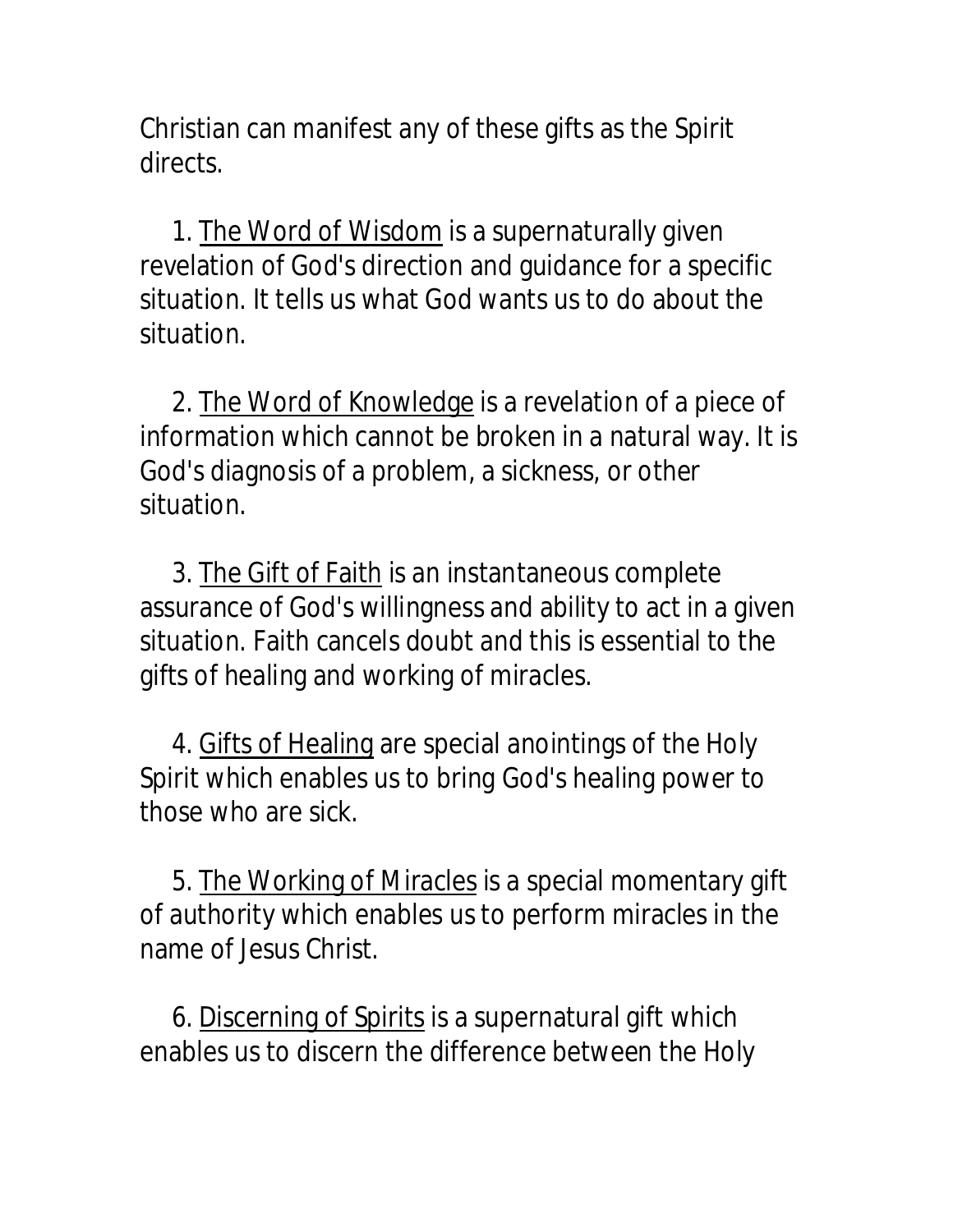Christian can manifest any of these gifts as the Spirit directs.

1. <u>The Word of Wisdom</u> is a supernaturally given revelation of God's direction and guidance for a specific situation. It tells us what God wants us to do about the situation.

2. <u>The Word of Knowledge</u> is a revelation of a piece of information which cannot be broken in a natural way. It is God's diagnosis of a problem, a sickness, or other situation.

3. <u>The Gift of Faith</u> is an instantaneous complete assurance of God's willingness and ability to act in a given situation. Faith cancels doubt and this is essential to the gifts of healing and working of miracles.

4. <u>Gifts of Healing</u> are special anointings of the Holy Spirit which enables us to bring God's healing power to those who are sick.

5. <u>The Working of Miracles</u> is a special momentary gift of authority which enables us to perform miracles in the name of Jesus Christ.

6. <u>Discerning of Spirits</u> is a supernatural gift which enables us to discern the difference between the Holy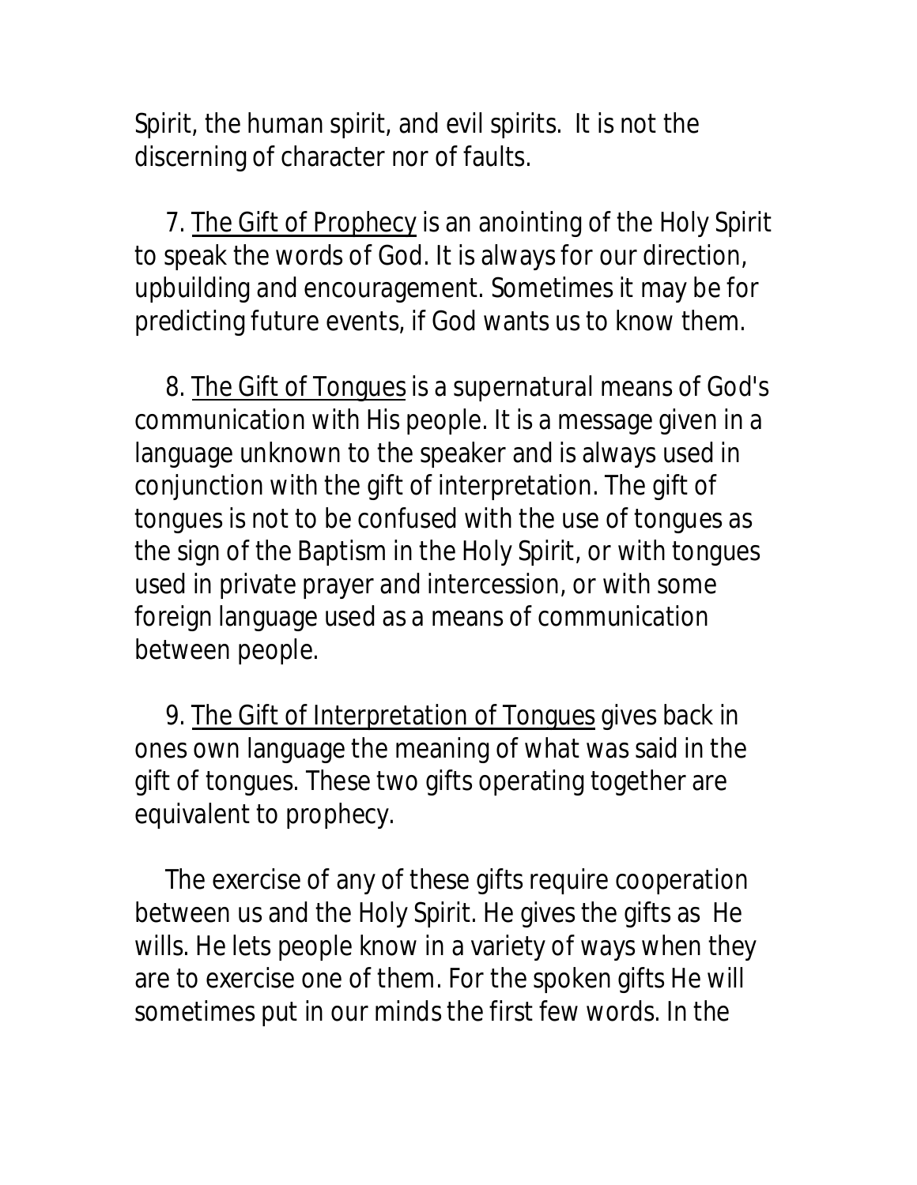Spirit, the human spirit, and evil spirits. It is not the discerning of character nor of faults.

7. <u>The Gift of Prophecy</u> is an anointing of the Holy Spirit to speak the words of God. It is always for our direction, upbuilding and encouragement. Sometimes it may be for predicting future events, if God wants us to know them.

8. <u>The Gift of Tongues</u> is a supernatural means of God's communication with His people. It is a message given in a language unknown to the speaker and is always used in conjunction with the gift of interpretation. The gift of tongues is not to be confused with the use of tongues as the sign of the Baptism in the Holy Spirit, or with tongues used in private prayer and intercession, or with some foreign language used as a means of communication between people.

9. <u>The Gift of Interpretation of Tongues</u> gives back in ones own language the meaning of what was said in the gift of tongues. These two gifts operating together are equivalent to prophecy.

The exercise of any of these gifts require cooperation between us and the Holy Spirit. He gives the gifts as He wills. He lets people know in a variety of ways when they are to exercise one of them. For the spoken gifts He will sometimes put in our minds the first few words. In the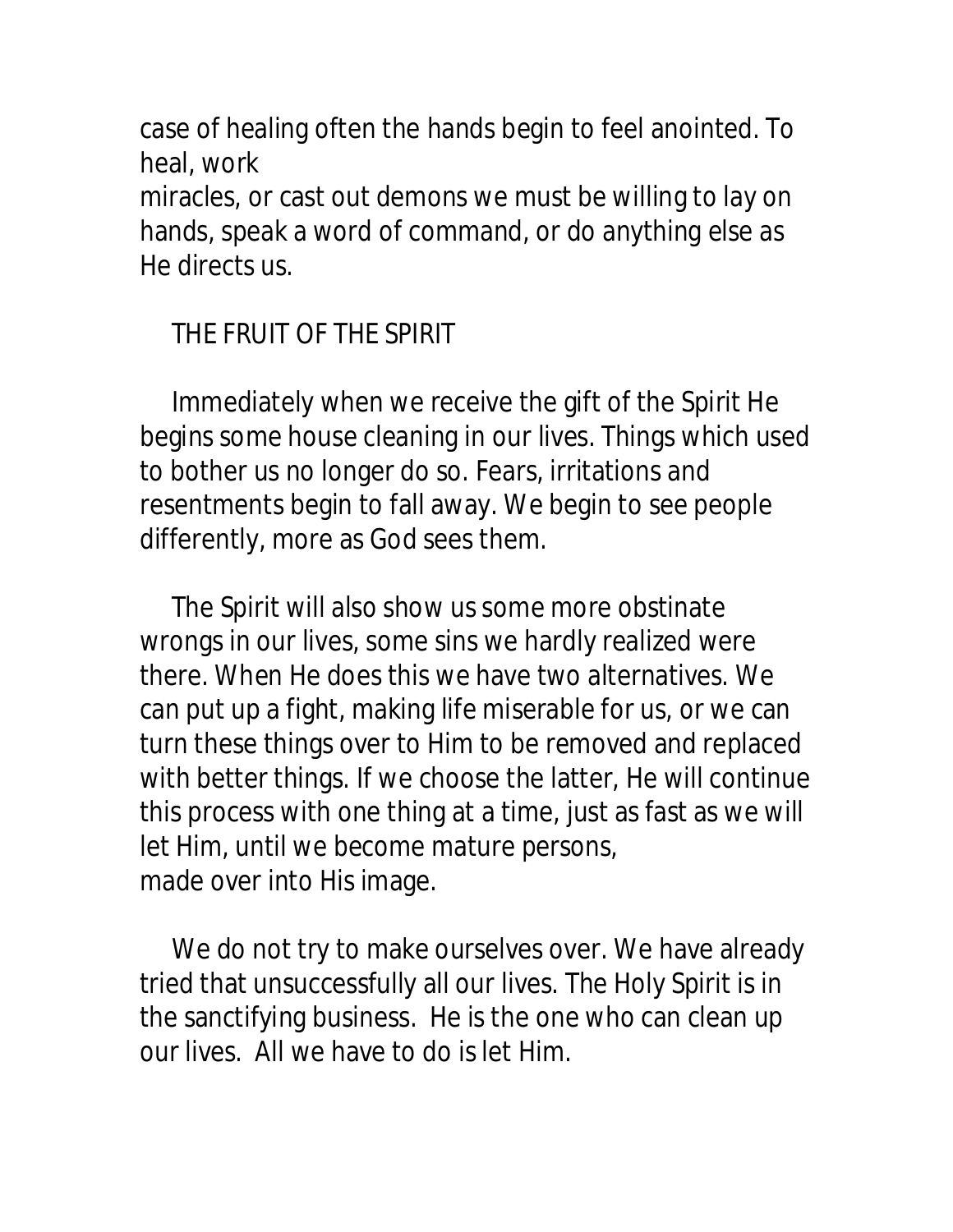case of healing often the hands begin to feel anointed. To heal, work miracles, or cast out demons we must be willing to lay on hands, speak a word of command, or do anything else as He directs us.

## THE FRUIT OF THE SPIRIT

Immediately when we receive the gift of the Spirit He begins some house cleaning in our lives. Things which used to bother us no longer do so. Fears, irritations and resentments begin to fall away. We begin to see people differently, more as God sees them.

The Spirit will also show us some more obstinate wrongs in our lives, some sins we hardly realized were there. When He does this we have two alternatives. We can put up a fight, making life miserable for us, or we can turn these things over to Him to be removed and replaced with better things. If we choose the latter, He will continue this process with one thing at a time, just as fast as we will let Him, until we become mature persons, made over into His image.

We do not try to make ourselves over. We have already tried that unsuccessfully all our lives. The Holy Spirit is in the sanctifying business. He is the one who can clean up our lives. All we have to do is let Him.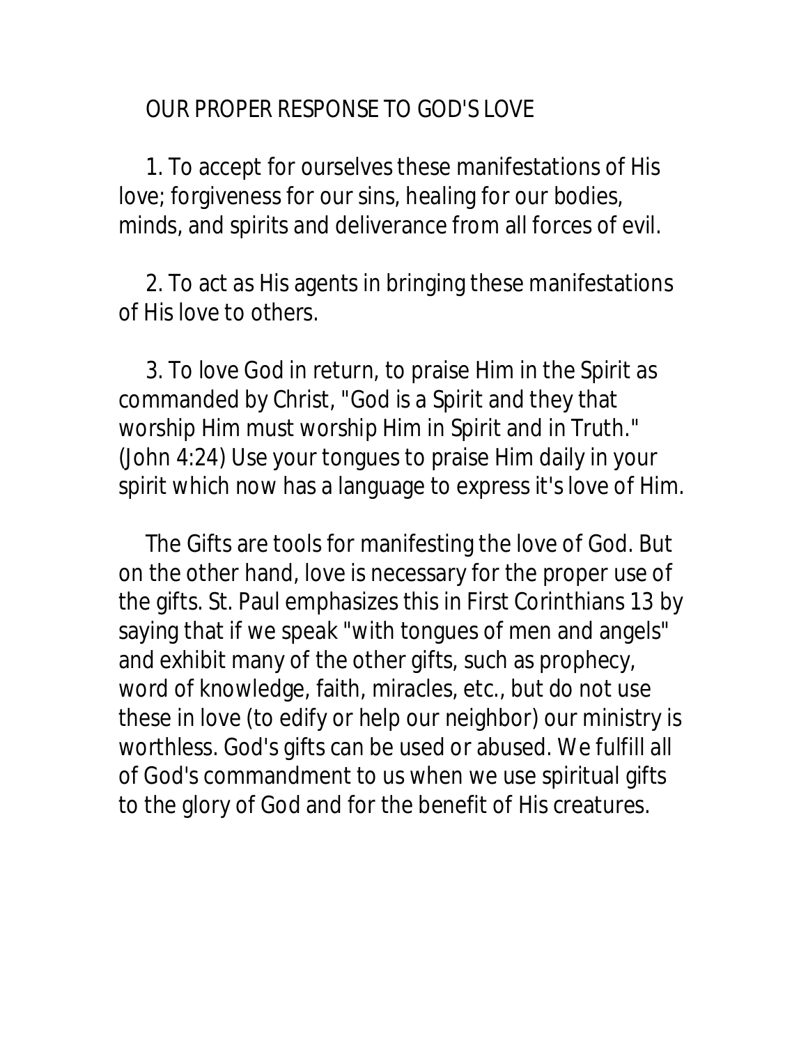# OUR PROPER RESPONSE TO GOD'S LOVE

1. To accept for ourselves these manifestations of His love; forgiveness for our sins, healing for our bodies, minds, and spirits and deliverance from all forces of evil.

2. To act as His agents in bringing these manifestations of His love to others.

3. To love God in return, to praise Him in the Spirit as commanded by Christ, "God is a Spirit and they that worship Him must worship Him in Spirit and in Truth." (John 4:24) Use your tongues to praise Him daily in your spirit which now has a language to express it's love of Him.

The Gifts are tools for manifesting the love of God. But on the other hand, love is necessary for the proper use of the gifts. St. Paul emphasizes this in First Corinthians 13 by saying that if we speak "with tongues of men and angels" and exhibit many of the other gifts, such as prophecy, word of knowledge, faith, miracles, etc., but do not use these in love (to edify or help our neighbor) our ministry is worthless. God's gifts can be used or abused. We fulfill all of God's commandment to us when we use spiritual gifts to the glory of God and for the benefit of His creatures.